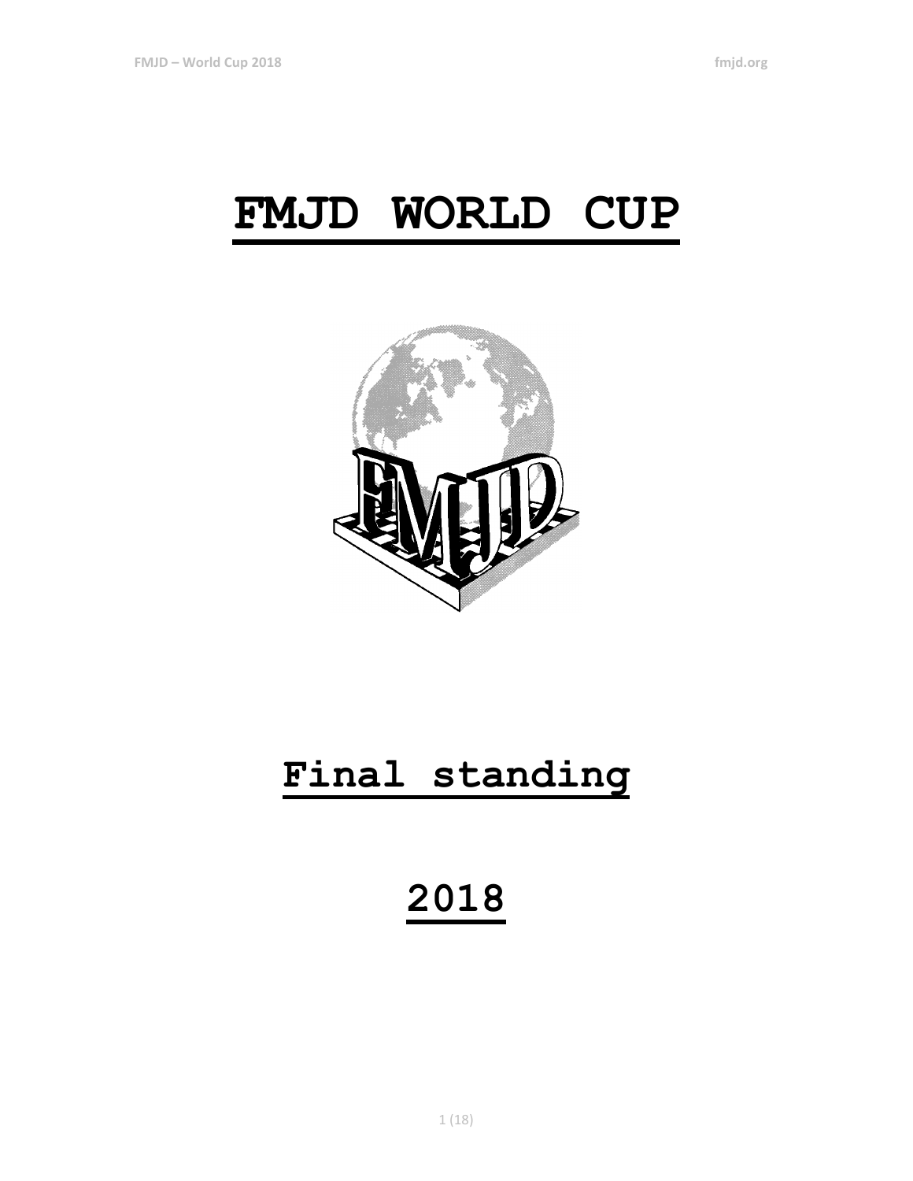# FMJD WORLD CUP

# Final standing

# 2018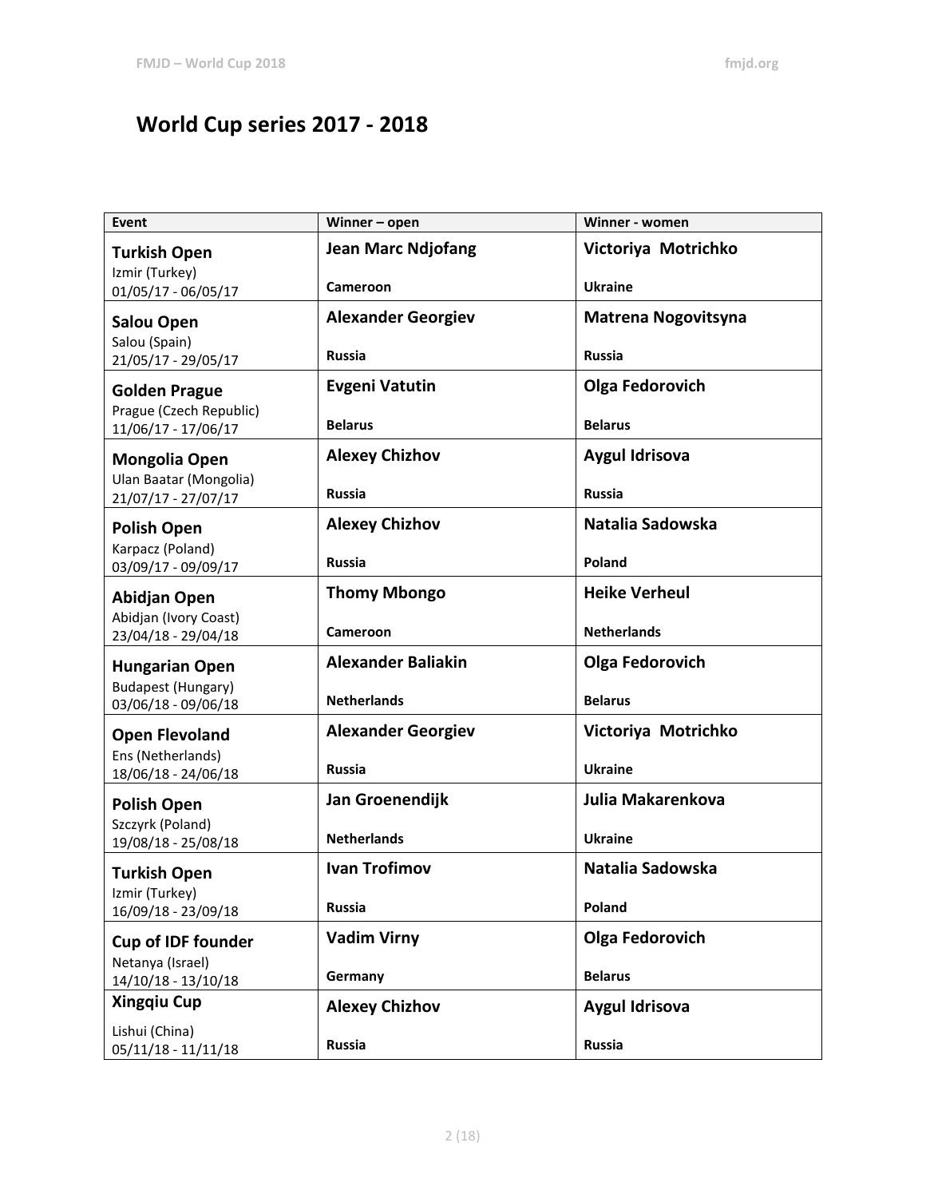# World Cup series 2017 - 2018

| Event | Winner – open | Winner - women |
|---|---|---|
| **Turkish Open**<br>Izmir (Turkey)<br>01/05/17 - 06/05/17 | **Jean Marc Ndjofang**<br>**Cameroon** | **Victoriya Motrichko**<br>**Ukraine** |
| **Salou Open**<br>Salou (Spain)<br>21/05/17 - 29/05/17 | **Alexander Georgiev**<br>**Russia** | **Matrena Nogovitsyna**<br>**Russia** |
| **Golden Prague**<br>Prague (Czech Republic)<br>11/06/17 - 17/06/17 | **Evgeni Vatutin**<br>**Belarus** | **Olga Fedorovich**<br>**Belarus** |
| **Mongolia Open**<br>Ulan Baatar (Mongolia)<br>21/07/17 - 27/07/17 | **Alexey Chizhov**<br>**Russia** | **Aygul Idrisova**<br>**Russia** |
| **Polish Open**<br>Karpacz (Poland)<br>03/09/17 - 09/09/17 | **Alexey Chizhov**<br>**Russia** | **Natalia Sadowska**<br>**Poland** |
| **Abidjan Open**<br>Abidjan (Ivory Coast)<br>23/04/18 - 29/04/18 | **Thomy Mbongo**<br>**Cameroon** | **Heike Verheul**<br>**Netherlands** |
| **Hungarian Open**<br>Budapest (Hungary)<br>03/06/18 - 09/06/18 | **Alexander Baliakin**<br>**Netherlands** | **Olga Fedorovich**<br>**Belarus** |
| **Open Flevoland**<br>Ens (Netherlands)<br>18/06/18 - 24/06/18 | **Alexander Georgiev**<br>**Russia** | **Victoriya Motrichko**<br>**Ukraine** |
| **Polish Open**<br>Szczyrk (Poland)<br>19/08/18 - 25/08/18 | **Jan Groenendijk**<br>**Netherlands** | **Julia Makarenkova**<br>**Ukraine** |
| **Turkish Open**<br>Izmir (Turkey)<br>16/09/18 - 23/09/18 | **Ivan Trofimov**<br>**Russia** | **Natalia Sadowska**<br>**Poland** |
| **Cup of IDF founder**<br>Netanya (Israel)<br>14/10/18 - 13/10/18 | **Vadim Virny**<br>**Germany** | **Olga Fedorovich**<br>**Belarus** |
| **Xingqiu Cup**<br>Lishui (China)<br>05/11/18 - 11/11/18 | **Alexey Chizhov**<br>**Russia** | **Aygul Idrisova**<br>**Russia** |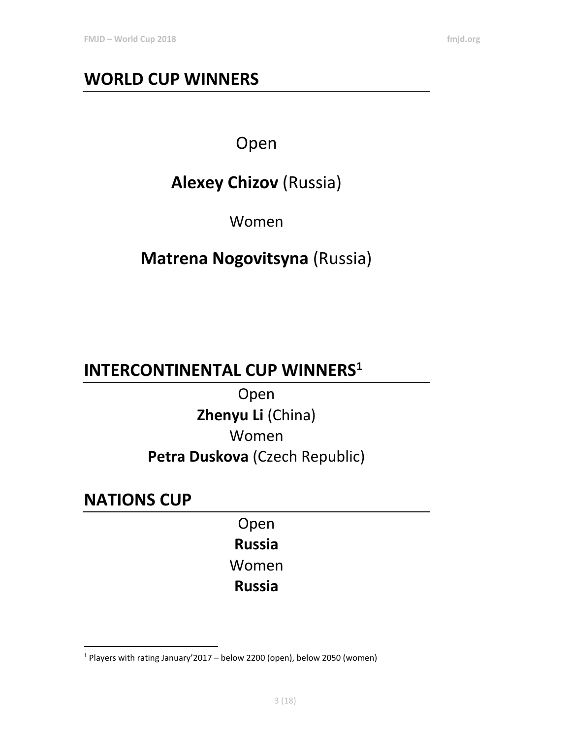## WORLD CUP WINNERS

Open

**Alexey Chizov** (Russia)

Women

**Matrena Nogovitsyna** (Russia)

## INTERCONTINENTAL CUP WINNERS[1]

Open

**Zhenyu Li** (China)

Women

**Petra Duskova** (Czech Republic)

## NATIONS CUP

Open

**Russia**

Women

**Russia**

---

[1] Players with rating January'2017 – below 2200 (open), below 2050 (women)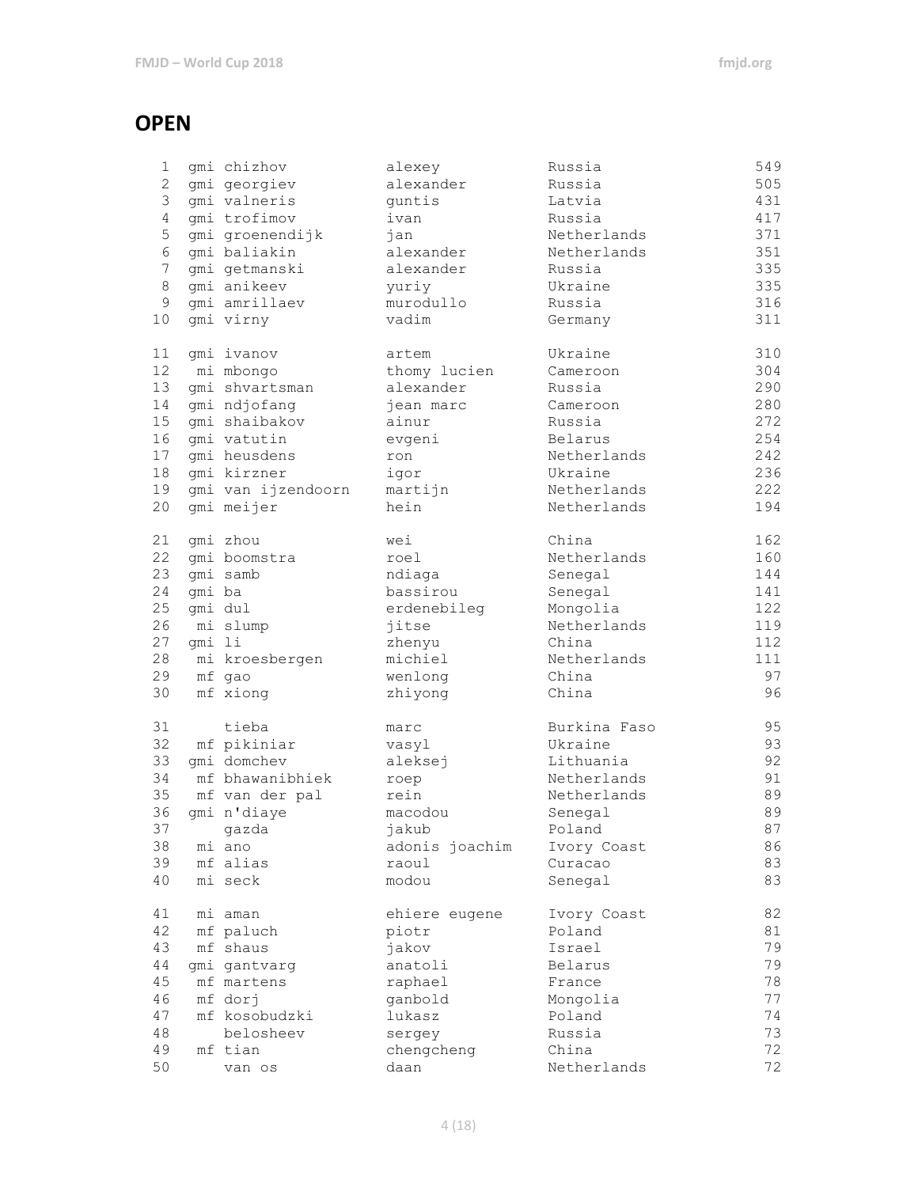## OPEN

| # | Title | Surname | First name | Country | Points |
|---|---|---|---|---|---|
| 1 | gmi | chizhov | alexey | Russia | 549 |
| 2 | gmi | georgiev | alexander | Russia | 505 |
| 3 | gmi | valneris | guntis | Latvia | 431 |
| 4 | gmi | trofimov | ivan | Russia | 417 |
| 5 | gmi | groenendijk | jan | Netherlands | 371 |
| 6 | gmi | baliakin | alexander | Netherlands | 351 |
| 7 | gmi | getmanski | alexander | Russia | 335 |
| 8 | gmi | anikeev | yuriy | Ukraine | 335 |
| 9 | gmi | amrillaev | murodullo | Russia | 316 |
| 10 | gmi | virny | vadim | Germany | 311 |
| 11 | gmi | ivanov | artem | Ukraine | 310 |
| 12 | mi | mbongo | thomy lucien | Cameroon | 304 |
| 13 | gmi | shvartsman | alexander | Russia | 290 |
| 14 | gmi | ndjofang | jean marc | Cameroon | 280 |
| 15 | gmi | shaibakov | ainur | Russia | 272 |
| 16 | gmi | vatutin | evgeni | Belarus | 254 |
| 17 | gmi | heusdens | ron | Netherlands | 242 |
| 18 | gmi | kirzner | igor | Ukraine | 236 |
| 19 | gmi | van ijzendoorn | martijn | Netherlands | 222 |
| 20 | gmi | meijer | hein | Netherlands | 194 |
| 21 | gmi | zhou | wei | China | 162 |
| 22 | gmi | boomstra | roel | Netherlands | 160 |
| 23 | gmi | samb | ndiaga | Senegal | 144 |
| 24 | gmi | ba | bassirou | Senegal | 141 |
| 25 | gmi | dul | erdenebileg | Mongolia | 122 |
| 26 | mi | slump | jitse | Netherlands | 119 |
| 27 | gmi | li | zhenyu | China | 112 |
| 28 | mi | kroesbergen | michiel | Netherlands | 111 |
| 29 | mf | gao | wenlong | China | 97 |
| 30 | mf | xiong | zhiyong | China | 96 |
| 31 | | tieba | marc | Burkina Faso | 95 |
| 32 | mf | pikiniar | vasyl | Ukraine | 93 |
| 33 | gmi | domchev | aleksej | Lithuania | 92 |
| 34 | mf | bhawanibhiek | roep | Netherlands | 91 |
| 35 | mf | van der pal | rein | Netherlands | 89 |
| 36 | gmi | n'diaye | macodou | Senegal | 89 |
| 37 | | gazda | jakub | Poland | 87 |
| 38 | mi | ano | adonis joachim | Ivory Coast | 86 |
| 39 | mf | alias | raoul | Curacao | 83 |
| 40 | mi | seck | modou | Senegal | 83 |
| 41 | mi | aman | ehiere eugene | Ivory Coast | 82 |
| 42 | mf | paluch | piotr | Poland | 81 |
| 43 | mf | shaus | jakov | Israel | 79 |
| 44 | gmi | gantvarg | anatoli | Belarus | 79 |
| 45 | mf | martens | raphael | France | 78 |
| 46 | mf | dorj | ganbold | Mongolia | 77 |
| 47 | mf | kosobudzki | lukasz | Poland | 74 |
| 48 | | belosheev | sergey | Russia | 73 |
| 49 | mf | tian | chengcheng | China | 72 |
| 50 | | van os | daan | Netherlands | 72 |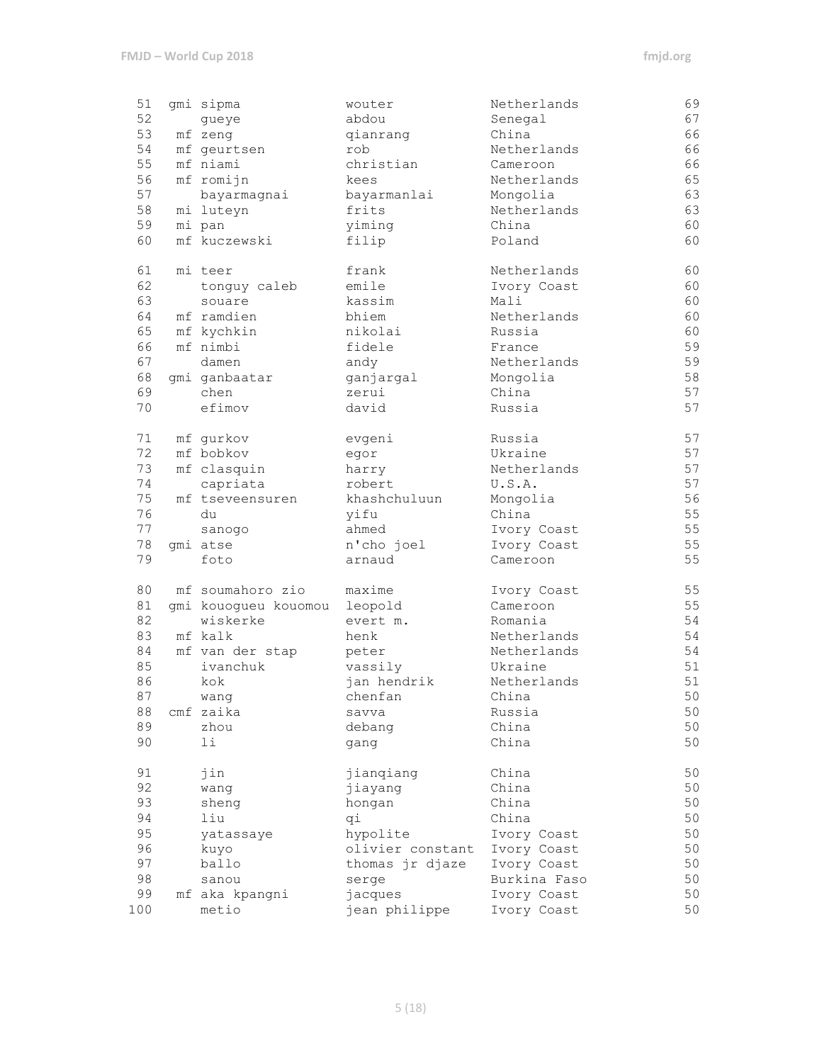| | | | | | |
|---|---|---|---|---|---|
| 51 | gmi | sipma | wouter | Netherlands | 69 |
| 52 | | gueye | abdou | Senegal | 67 |
| 53 | mf | zeng | qianrang | China | 66 |
| 54 | mf | geurtsen | rob | Netherlands | 66 |
| 55 | mf | niami | christian | Cameroon | 66 |
| 56 | mf | romijn | kees | Netherlands | 65 |
| 57 | | bayarmagnai | bayarmanlai | Mongolia | 63 |
| 58 | mi | luteyn | frits | Netherlands | 63 |
| 59 | mi | pan | yiming | China | 60 |
| 60 | mf | kuczewski | filip | Poland | 60 |
| 61 | mi | teer | frank | Netherlands | 60 |
| 62 | | tonguy caleb | emile | Ivory Coast | 60 |
| 63 | | souare | kassim | Mali | 60 |
| 64 | mf | ramdien | bhiem | Netherlands | 60 |
| 65 | mf | kychkin | nikolai | Russia | 60 |
| 66 | mf | nimbi | fidele | France | 59 |
| 67 | | damen | andy | Netherlands | 59 |
| 68 | gmi | ganbaatar | ganjargal | Mongolia | 58 |
| 69 | | chen | zerui | China | 57 |
| 70 | | efimov | david | Russia | 57 |
| 71 | mf | gurkov | evgeni | Russia | 57 |
| 72 | mf | bobkov | egor | Ukraine | 57 |
| 73 | mf | clasquin | harry | Netherlands | 57 |
| 74 | | capriata | robert | U.S.A. | 57 |
| 75 | mf | tseveensuren | khashchuluun | Mongolia | 56 |
| 76 | | du | yifu | China | 55 |
| 77 | | sanogo | ahmed | Ivory Coast | 55 |
| 78 | gmi | atse | n'cho joel | Ivory Coast | 55 |
| 79 | | foto | arnaud | Cameroon | 55 |
| 80 | mf | soumahoro zio | maxime | Ivory Coast | 55 |
| 81 | gmi | kouogueu kouomou | leopold | Cameroon | 55 |
| 82 | | wiskerke | evert m. | Romania | 54 |
| 83 | mf | kalk | henk | Netherlands | 54 |
| 84 | mf | van der stap | peter | Netherlands | 54 |
| 85 | | ivanchuk | vassily | Ukraine | 51 |
| 86 | | kok | jan hendrik | Netherlands | 51 |
| 87 | | wang | chenfan | China | 50 |
| 88 | cmf | zaika | savva | Russia | 50 |
| 89 | | zhou | debang | China | 50 |
| 90 | | li | gang | China | 50 |
| 91 | | jin | jianqiang | China | 50 |
| 92 | | wang | jiayang | China | 50 |
| 93 | | sheng | hongan | China | 50 |
| 94 | | liu | qi | China | 50 |
| 95 | | yatassaye | hypolite | Ivory Coast | 50 |
| 96 | | kuyo | olivier constant | Ivory Coast | 50 |
| 97 | | ballo | thomas jr djaze | Ivory Coast | 50 |
| 98 | | sanou | serge | Burkina Faso | 50 |
| 99 | mf | aka kpangni | jacques | Ivory Coast | 50 |
| 100 | | metio | jean philippe | Ivory Coast | 50 |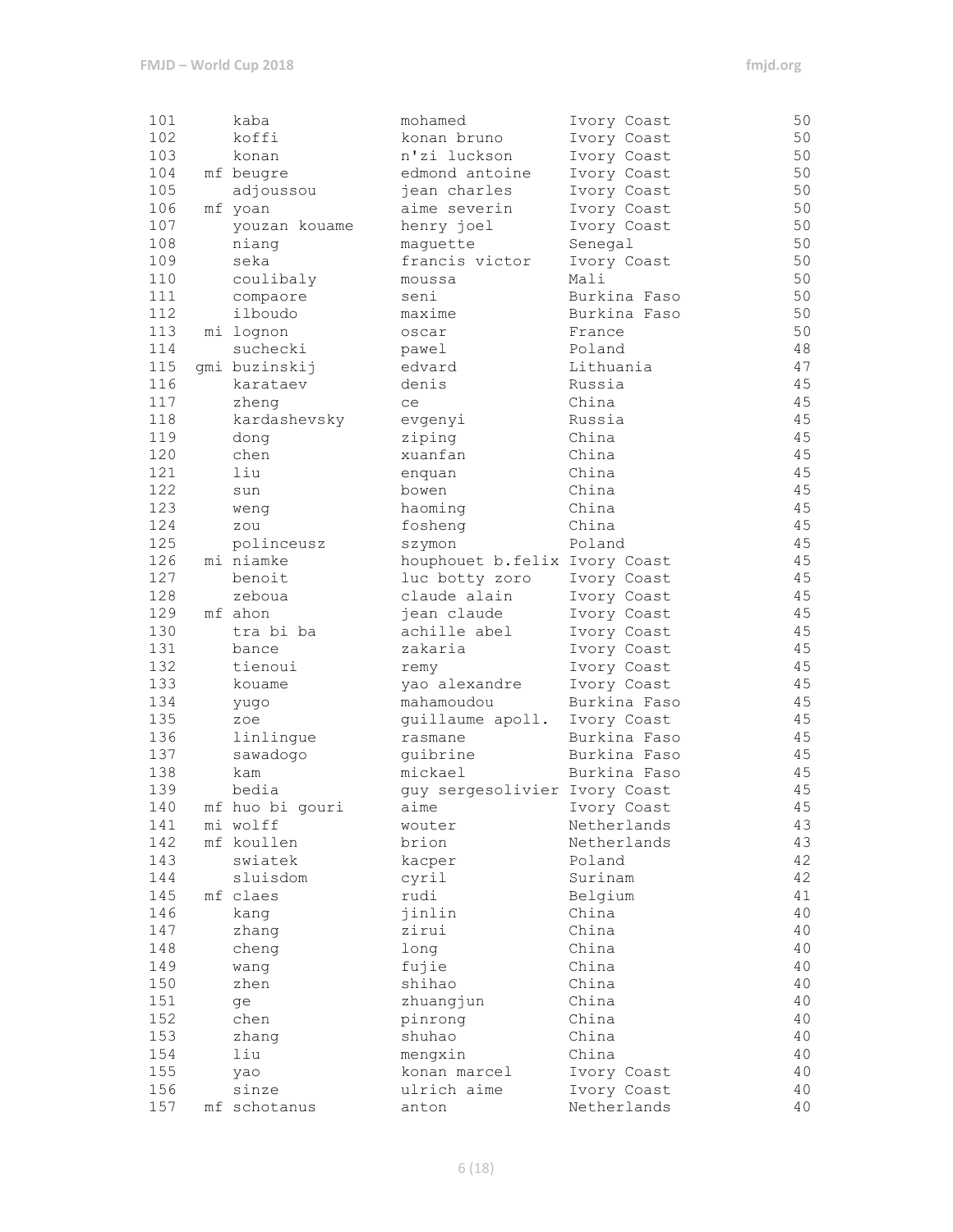| | | | | |
|---|---|---|---|---|
| 101 | kaba | mohamed | Ivory Coast | 50 |
| 102 | koffi | konan bruno | Ivory Coast | 50 |
| 103 | konan | n'zi luckson | Ivory Coast | 50 |
| 104 | mf beugre | edmond antoine | Ivory Coast | 50 |
| 105 | adjoussou | jean charles | Ivory Coast | 50 |
| 106 | mf yoan | aime severin | Ivory Coast | 50 |
| 107 | youzan kouame | henry joel | Ivory Coast | 50 |
| 108 | niang | maguette | Senegal | 50 |
| 109 | seka | francis victor | Ivory Coast | 50 |
| 110 | coulibaly | moussa | Mali | 50 |
| 111 | compaore | seni | Burkina Faso | 50 |
| 112 | ilboudo | maxime | Burkina Faso | 50 |
| 113 | mi lognon | oscar | France | 50 |
| 114 | suchecki | pawel | Poland | 48 |
| 115 | gmi buzinskij | edvard | Lithuania | 47 |
| 116 | karataev | denis | Russia | 45 |
| 117 | zheng | ce | China | 45 |
| 118 | kardashevsky | evgenyi | Russia | 45 |
| 119 | dong | ziping | China | 45 |
| 120 | chen | xuanfan | China | 45 |
| 121 | liu | enquan | China | 45 |
| 122 | sun | bowen | China | 45 |
| 123 | weng | haoming | China | 45 |
| 124 | zou | fosheng | China | 45 |
| 125 | polinceusz | szymon | Poland | 45 |
| 126 | mi niamke | houphouet b.felix | Ivory Coast | 45 |
| 127 | benoit | luc botty zoro | Ivory Coast | 45 |
| 128 | zeboua | claude alain | Ivory Coast | 45 |
| 129 | mf ahon | jean claude | Ivory Coast | 45 |
| 130 | tra bi ba | achille abel | Ivory Coast | 45 |
| 131 | bance | zakaria | Ivory Coast | 45 |
| 132 | tienoui | remy | Ivory Coast | 45 |
| 133 | kouame | yao alexandre | Ivory Coast | 45 |
| 134 | yugo | mahamoudou | Burkina Faso | 45 |
| 135 | zoe | guillaume apoll. | Ivory Coast | 45 |
| 136 | linlingue | rasmane | Burkina Faso | 45 |
| 137 | sawadogo | guibrine | Burkina Faso | 45 |
| 138 | kam | mickael | Burkina Faso | 45 |
| 139 | bedia | guy sergesolivier | Ivory Coast | 45 |
| 140 | mf huo bi gouri | aime | Ivory Coast | 45 |
| 141 | mi wolff | wouter | Netherlands | 43 |
| 142 | mf koullen | brion | Netherlands | 43 |
| 143 | swiatek | kacper | Poland | 42 |
| 144 | sluisdom | cyril | Surinam | 42 |
| 145 | mf claes | rudi | Belgium | 41 |
| 146 | kang | jinlin | China | 40 |
| 147 | zhang | zirui | China | 40 |
| 148 | cheng | long | China | 40 |
| 149 | wang | fujie | China | 40 |
| 150 | zhen | shihao | China | 40 |
| 151 | ge | zhuangjun | China | 40 |
| 152 | chen | pinrong | China | 40 |
| 153 | zhang | shuhao | China | 40 |
| 154 | liu | mengxin | China | 40 |
| 155 | yao | konan marcel | Ivory Coast | 40 |
| 156 | sinze | ulrich aime | Ivory Coast | 40 |
| 157 | mf schotanus | anton | Netherlands | 40 |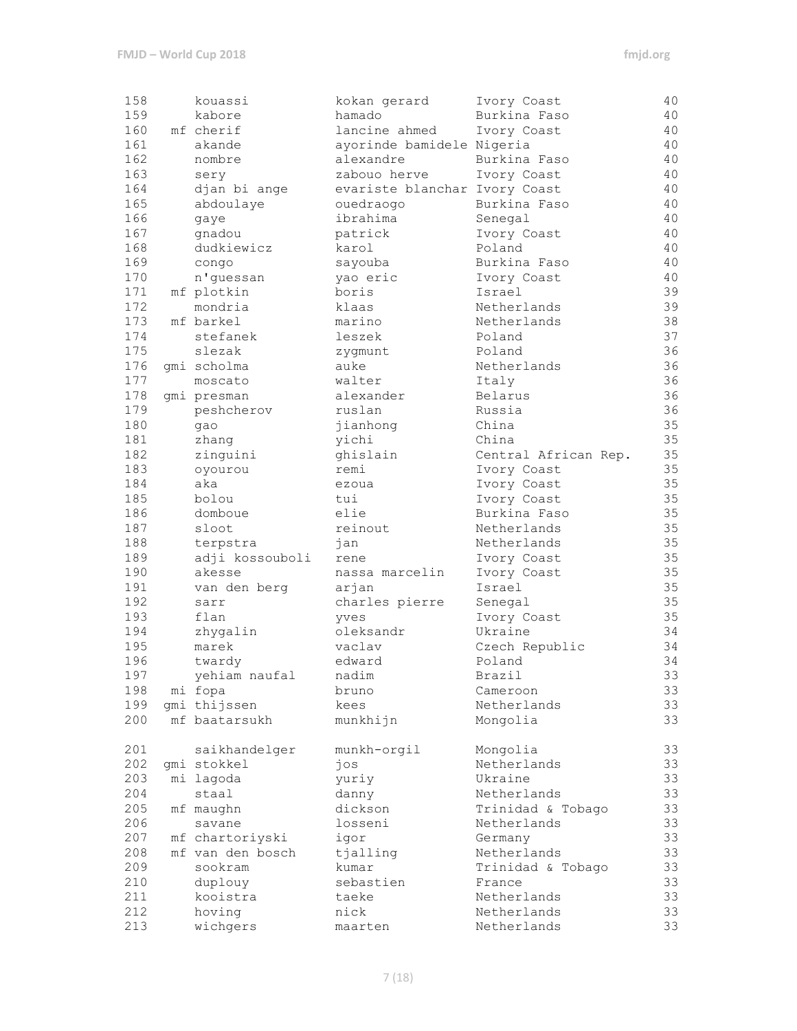| | | | | | |
|---|---|---|---|---|---|
| 158 | | kouassi | kokan gerard | Ivory Coast | 40 |
| 159 | | kabore | hamado | Burkina Faso | 40 |
| 160 | mf | cherif | lancine ahmed | Ivory Coast | 40 |
| 161 | | akande | ayorinde bamidele | Nigeria | 40 |
| 162 | | nombre | alexandre | Burkina Faso | 40 |
| 163 | | sery | zabouo herve | Ivory Coast | 40 |
| 164 | | djan bi ange | evariste blanchar | Ivory Coast | 40 |
| 165 | | abdoulaye | ouedraogo | Burkina Faso | 40 |
| 166 | | gaye | ibrahima | Senegal | 40 |
| 167 | | gnadou | patrick | Ivory Coast | 40 |
| 168 | | dudkiewicz | karol | Poland | 40 |
| 169 | | congo | sayouba | Burkina Faso | 40 |
| 170 | | n'guessan | yao eric | Ivory Coast | 40 |
| 171 | mf | plotkin | boris | Israel | 39 |
| 172 | | mondria | klaas | Netherlands | 39 |
| 173 | mf | barkel | marino | Netherlands | 38 |
| 174 | | stefanek | leszek | Poland | 37 |
| 175 | | slezak | zygmunt | Poland | 36 |
| 176 | gmi | scholma | auke | Netherlands | 36 |
| 177 | | moscato | walter | Italy | 36 |
| 178 | gmi | presman | alexander | Belarus | 36 |
| 179 | | peshcherov | ruslan | Russia | 36 |
| 180 | | gao | jianhong | China | 35 |
| 181 | | zhang | yichi | China | 35 |
| 182 | | zinguini | ghislain | Central African Rep. | 35 |
| 183 | | oyourou | remi | Ivory Coast | 35 |
| 184 | | aka | ezoua | Ivory Coast | 35 |
| 185 | | bolou | tui | Ivory Coast | 35 |
| 186 | | domboue | elie | Burkina Faso | 35 |
| 187 | | sloot | reinout | Netherlands | 35 |
| 188 | | terpstra | jan | Netherlands | 35 |
| 189 | | adji kossouboli | rene | Ivory Coast | 35 |
| 190 | | akesse | nassa marcelin | Ivory Coast | 35 |
| 191 | | van den berg | arjan | Israel | 35 |
| 192 | | sarr | charles pierre | Senegal | 35 |
| 193 | | flan | yves | Ivory Coast | 35 |
| 194 | | zhygalin | oleksandr | Ukraine | 34 |
| 195 | | marek | vaclav | Czech Republic | 34 |
| 196 | | twardy | edward | Poland | 34 |
| 197 | | yehiam naufal | nadim | Brazil | 33 |
| 198 | mi | fopa | bruno | Cameroon | 33 |
| 199 | gmi | thijssen | kees | Netherlands | 33 |
| 200 | mf | baatarsukh | munkhijn | Mongolia | 33 |
| 201 | | saikhandelger | munkh-orgil | Mongolia | 33 |
| 202 | gmi | stokkel | jos | Netherlands | 33 |
| 203 | mi | lagoda | yuriy | Ukraine | 33 |
| 204 | | staal | danny | Netherlands | 33 |
| 205 | mf | maughn | dickson | Trinidad & Tobago | 33 |
| 206 | | savane | losseni | Netherlands | 33 |
| 207 | mf | chartoriyski | igor | Germany | 33 |
| 208 | mf | van den bosch | tjalling | Netherlands | 33 |
| 209 | | sookram | kumar | Trinidad & Tobago | 33 |
| 210 | | duplouy | sebastien | France | 33 |
| 211 | | kooistra | taeke | Netherlands | 33 |
| 212 | | hoving | nick | Netherlands | 33 |
| 213 | | wichgers | maarten | Netherlands | 33 |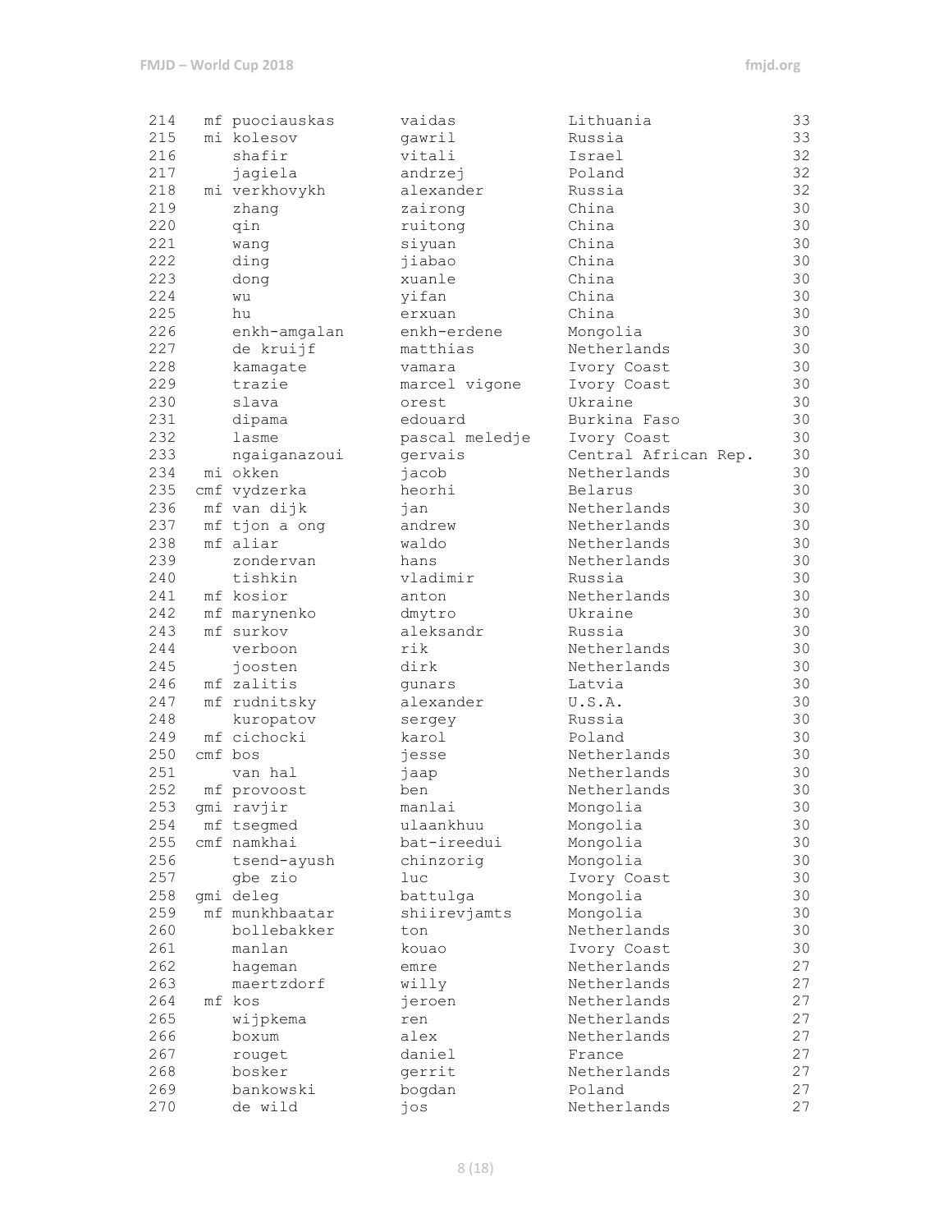| | | | | | |
|---|---|---|---|---|---|
| 214 | mf | puociauskas | vaidas | Lithuania | 33 |
| 215 | mi | kolesov | gawril | Russia | 33 |
| 216 | | shafir | vitali | Israel | 32 |
| 217 | | jagiela | andrzej | Poland | 32 |
| 218 | mi | verkhovykh | alexander | Russia | 32 |
| 219 | | zhang | zairong | China | 30 |
| 220 | | qin | ruitong | China | 30 |
| 221 | | wang | siyuan | China | 30 |
| 222 | | ding | jiabao | China | 30 |
| 223 | | dong | xuanle | China | 30 |
| 224 | | wu | yifan | China | 30 |
| 225 | | hu | erxuan | China | 30 |
| 226 | | enkh-amgalan | enkh-erdene | Mongolia | 30 |
| 227 | | de kruijf | matthias | Netherlands | 30 |
| 228 | | kamagate | vamara | Ivory Coast | 30 |
| 229 | | trazie | marcel vigone | Ivory Coast | 30 |
| 230 | | slava | orest | Ukraine | 30 |
| 231 | | dipama | edouard | Burkina Faso | 30 |
| 232 | | lasme | pascal meledje | Ivory Coast | 30 |
| 233 | | ngaiganazoui | gervais | Central African Rep. | 30 |
| 234 | mi | okken | jacob | Netherlands | 30 |
| 235 | cmf | vydzerka | heorhi | Belarus | 30 |
| 236 | mf | van dijk | jan | Netherlands | 30 |
| 237 | mf | tjon a ong | andrew | Netherlands | 30 |
| 238 | mf | aliar | waldo | Netherlands | 30 |
| 239 | | zondervan | hans | Netherlands | 30 |
| 240 | | tishkin | vladimir | Russia | 30 |
| 241 | mf | kosior | anton | Netherlands | 30 |
| 242 | mf | marynenko | dmytro | Ukraine | 30 |
| 243 | mf | surkov | aleksandr | Russia | 30 |
| 244 | | verboon | rik | Netherlands | 30 |
| 245 | | joosten | dirk | Netherlands | 30 |
| 246 | mf | zalitis | gunars | Latvia | 30 |
| 247 | mf | rudnitsky | alexander | U.S.A. | 30 |
| 248 | | kuropatov | sergey | Russia | 30 |
| 249 | mf | cichocki | karol | Poland | 30 |
| 250 | cmf | bos | jesse | Netherlands | 30 |
| 251 | | van hal | jaap | Netherlands | 30 |
| 252 | mf | provoost | ben | Netherlands | 30 |
| 253 | gmi | ravjir | manlai | Mongolia | 30 |
| 254 | mf | tsegmed | ulaankhuu | Mongolia | 30 |
| 255 | cmf | namkhai | bat-ireedui | Mongolia | 30 |
| 256 | | tsend-ayush | chinzorig | Mongolia | 30 |
| 257 | | gbe zio | luc | Ivory Coast | 30 |
| 258 | gmi | deleg | battulga | Mongolia | 30 |
| 259 | mf | munkhbaatar | shiirevjamts | Mongolia | 30 |
| 260 | | bollebakker | ton | Netherlands | 30 |
| 261 | | manlan | kouao | Ivory Coast | 30 |
| 262 | | hageman | emre | Netherlands | 27 |
| 263 | | maertzdorf | willy | Netherlands | 27 |
| 264 | mf | kos | jeroen | Netherlands | 27 |
| 265 | | wijpkema | ren | Netherlands | 27 |
| 266 | | boxum | alex | Netherlands | 27 |
| 267 | | rouget | daniel | France | 27 |
| 268 | | bosker | gerrit | Netherlands | 27 |
| 269 | | bankowski | bogdan | Poland | 27 |
| 270 | | de wild | jos | Netherlands | 27 |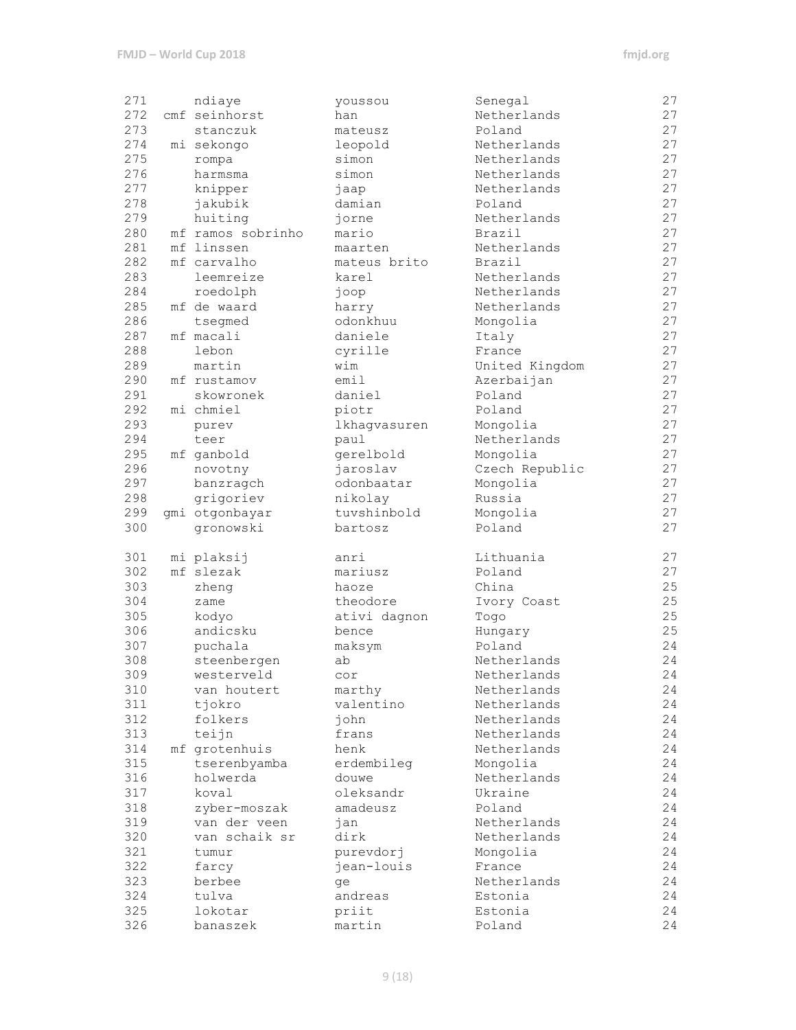| | | | | |
|---|---|---|---|---|
| 271 | ndiaye | youssou | Senegal | 27 |
| 272 | cmf seinhorst | han | Netherlands | 27 |
| 273 | stanczuk | mateusz | Poland | 27 |
| 274 | mi sekongo | leopold | Netherlands | 27 |
| 275 | rompa | simon | Netherlands | 27 |
| 276 | harmsma | simon | Netherlands | 27 |
| 277 | knipper | jaap | Netherlands | 27 |
| 278 | jakubik | damian | Poland | 27 |
| 279 | huiting | jorne | Netherlands | 27 |
| 280 | mf ramos sobrinho | mario | Brazil | 27 |
| 281 | mf linssen | maarten | Netherlands | 27 |
| 282 | mf carvalho | mateus brito | Brazil | 27 |
| 283 | leemreize | karel | Netherlands | 27 |
| 284 | roedolph | joop | Netherlands | 27 |
| 285 | mf de waard | harry | Netherlands | 27 |
| 286 | tsegmed | odonkhuu | Mongolia | 27 |
| 287 | mf macali | daniele | Italy | 27 |
| 288 | lebon | cyrille | France | 27 |
| 289 | martin | wim | United Kingdom | 27 |
| 290 | mf rustamov | emil | Azerbaijan | 27 |
| 291 | skowronek | daniel | Poland | 27 |
| 292 | mi chmiel | piotr | Poland | 27 |
| 293 | purev | lkhagvasuren | Mongolia | 27 |
| 294 | teer | paul | Netherlands | 27 |
| 295 | mf ganbold | gerelbold | Mongolia | 27 |
| 296 | novotny | jaroslav | Czech Republic | 27 |
| 297 | banzragch | odonbaatar | Mongolia | 27 |
| 298 | grigoriev | nikolay | Russia | 27 |
| 299 | gmi otgonbayar | tuvshinbold | Mongolia | 27 |
| 300 | gronowski | bartosz | Poland | 27 |
| 301 | mi plaksij | anri | Lithuania | 27 |
| 302 | mf slezak | mariusz | Poland | 27 |
| 303 | zheng | haoze | China | 25 |
| 304 | zame | theodore | Ivory Coast | 25 |
| 305 | kodyo | ativi dagnon | Togo | 25 |
| 306 | andicsku | bence | Hungary | 25 |
| 307 | puchala | maksym | Poland | 24 |
| 308 | steenbergen | ab | Netherlands | 24 |
| 309 | westerveld | cor | Netherlands | 24 |
| 310 | van houtert | marthy | Netherlands | 24 |
| 311 | tjokro | valentino | Netherlands | 24 |
| 312 | folkers | john | Netherlands | 24 |
| 313 | teijn | frans | Netherlands | 24 |
| 314 | mf grotenhuis | henk | Netherlands | 24 |
| 315 | tserenbyamba | erdembileg | Mongolia | 24 |
| 316 | holwerda | douwe | Netherlands | 24 |
| 317 | koval | oleksandr | Ukraine | 24 |
| 318 | zyber-moszak | amadeusz | Poland | 24 |
| 319 | van der veen | jan | Netherlands | 24 |
| 320 | van schaik sr | dirk | Netherlands | 24 |
| 321 | tumur | purevdorj | Mongolia | 24 |
| 322 | farcy | jean-louis | France | 24 |
| 323 | berbee | ge | Netherlands | 24 |
| 324 | tulva | andreas | Estonia | 24 |
| 325 | lokotar | priit | Estonia | 24 |
| 326 | banaszek | martin | Poland | 24 |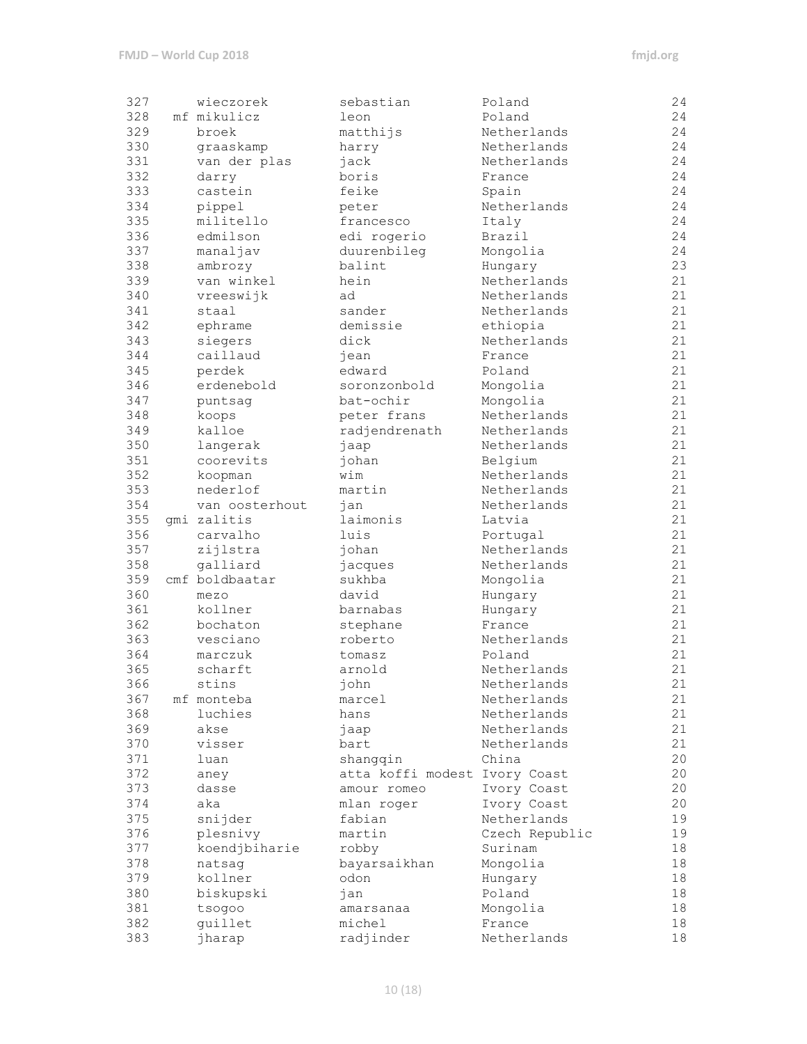| | | | | | |
|---|---|---|---|---|---|
| 327 | | wieczorek | sebastian | Poland | 24 |
| 328 | mf | mikulicz | leon | Poland | 24 |
| 329 | | broek | matthijs | Netherlands | 24 |
| 330 | | graaskamp | harry | Netherlands | 24 |
| 331 | | van der plas | jack | Netherlands | 24 |
| 332 | | darry | boris | France | 24 |
| 333 | | castein | feike | Spain | 24 |
| 334 | | pippel | peter | Netherlands | 24 |
| 335 | | militello | francesco | Italy | 24 |
| 336 | | edmilson | edi rogerio | Brazil | 24 |
| 337 | | manaljav | duurenbileg | Mongolia | 24 |
| 338 | | ambrozy | balint | Hungary | 23 |
| 339 | | van winkel | hein | Netherlands | 21 |
| 340 | | vreeswijk | ad | Netherlands | 21 |
| 341 | | staal | sander | Netherlands | 21 |
| 342 | | ephrame | demissie | ethiopia | 21 |
| 343 | | siegers | dick | Netherlands | 21 |
| 344 | | caillaud | jean | France | 21 |
| 345 | | perdek | edward | Poland | 21 |
| 346 | | erdenebold | soronzonbold | Mongolia | 21 |
| 347 | | puntsag | bat-ochir | Mongolia | 21 |
| 348 | | koops | peter frans | Netherlands | 21 |
| 349 | | kalloe | radjendrenath | Netherlands | 21 |
| 350 | | langerak | jaap | Netherlands | 21 |
| 351 | | coorevits | johan | Belgium | 21 |
| 352 | | koopman | wim | Netherlands | 21 |
| 353 | | nederlof | martin | Netherlands | 21 |
| 354 | | van oosterhout | jan | Netherlands | 21 |
| 355 | gmi | zalitis | laimonis | Latvia | 21 |
| 356 | | carvalho | luis | Portugal | 21 |
| 357 | | zijlstra | johan | Netherlands | 21 |
| 358 | | galliard | jacques | Netherlands | 21 |
| 359 | cmf | boldbaatar | sukhba | Mongolia | 21 |
| 360 | | mezo | david | Hungary | 21 |
| 361 | | kollner | barnabas | Hungary | 21 |
| 362 | | bochaton | stephane | France | 21 |
| 363 | | vesciano | roberto | Netherlands | 21 |
| 364 | | marczuk | tomasz | Poland | 21 |
| 365 | | scharft | arnold | Netherlands | 21 |
| 366 | | stins | john | Netherlands | 21 |
| 367 | mf | monteba | marcel | Netherlands | 21 |
| 368 | | luchies | hans | Netherlands | 21 |
| 369 | | akse | jaap | Netherlands | 21 |
| 370 | | visser | bart | Netherlands | 21 |
| 371 | | luan | shangqin | China | 20 |
| 372 | | aney | atta koffi modest | Ivory Coast | 20 |
| 373 | | dasse | amour romeo | Ivory Coast | 20 |
| 374 | | aka | mlan roger | Ivory Coast | 20 |
| 375 | | snijder | fabian | Netherlands | 19 |
| 376 | | plesnivy | martin | Czech Republic | 19 |
| 377 | | koendjbiharie | robby | Surinam | 18 |
| 378 | | natsag | bayarsaikhan | Mongolia | 18 |
| 379 | | kollner | odon | Hungary | 18 |
| 380 | | biskupski | jan | Poland | 18 |
| 381 | | tsogoo | amarsanaa | Mongolia | 18 |
| 382 | | guillet | michel | France | 18 |
| 383 | | jharap | radjinder | Netherlands | 18 |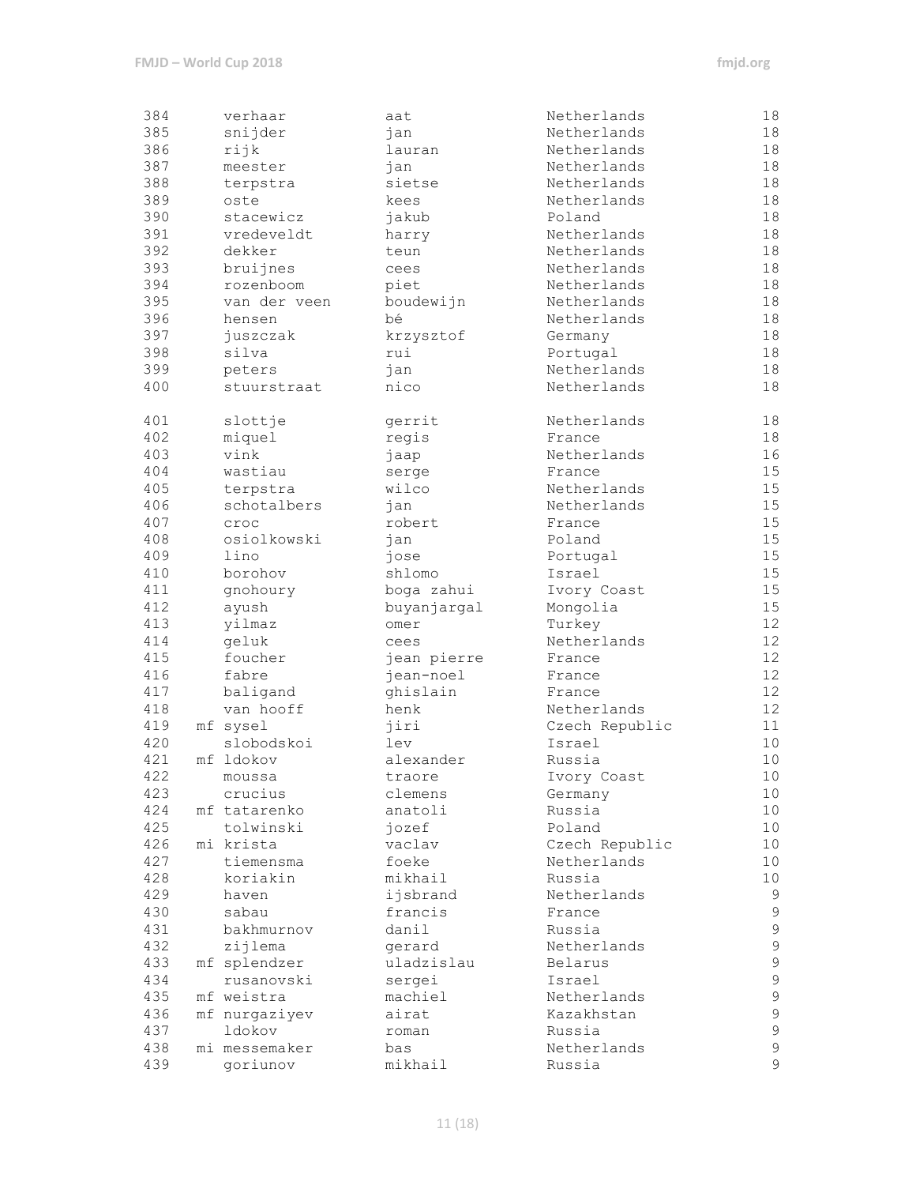| | | | | |
|---|---|---|---|---|
| 384 | verhaar | aat | Netherlands | 18 |
| 385 | snijder | jan | Netherlands | 18 |
| 386 | rijk | lauran | Netherlands | 18 |
| 387 | meester | jan | Netherlands | 18 |
| 388 | terpstra | sietse | Netherlands | 18 |
| 389 | oste | kees | Netherlands | 18 |
| 390 | stacewicz | jakub | Poland | 18 |
| 391 | vredeveldt | harry | Netherlands | 18 |
| 392 | dekker | teun | Netherlands | 18 |
| 393 | bruijnes | cees | Netherlands | 18 |
| 394 | rozenboom | piet | Netherlands | 18 |
| 395 | van der veen | boudewijn | Netherlands | 18 |
| 396 | hensen | bé | Netherlands | 18 |
| 397 | juszczak | krzysztof | Germany | 18 |
| 398 | silva | rui | Portugal | 18 |
| 399 | peters | jan | Netherlands | 18 |
| 400 | stuurstraat | nico | Netherlands | 18 |
| 401 | slottje | gerrit | Netherlands | 18 |
| 402 | miquel | regis | France | 18 |
| 403 | vink | jaap | Netherlands | 16 |
| 404 | wastiau | serge | France | 15 |
| 405 | terpstra | wilco | Netherlands | 15 |
| 406 | schotalbers | jan | Netherlands | 15 |
| 407 | croc | robert | France | 15 |
| 408 | osiolkowski | jan | Poland | 15 |
| 409 | lino | jose | Portugal | 15 |
| 410 | borohov | shlomo | Israel | 15 |
| 411 | gnohoury | boga zahui | Ivory Coast | 15 |
| 412 | ayush | buyanjargal | Mongolia | 15 |
| 413 | yilmaz | omer | Turkey | 12 |
| 414 | geluk | cees | Netherlands | 12 |
| 415 | foucher | jean pierre | France | 12 |
| 416 | fabre | jean-noel | France | 12 |
| 417 | baligand | ghislain | France | 12 |
| 418 | van hooff | henk | Netherlands | 12 |
| 419 | mf sysel | jiri | Czech Republic | 11 |
| 420 | slobodskoi | lev | Israel | 10 |
| 421 | mf ldokov | alexander | Russia | 10 |
| 422 | moussa | traore | Ivory Coast | 10 |
| 423 | crucius | clemens | Germany | 10 |
| 424 | mf tatarenko | anatoli | Russia | 10 |
| 425 | tolwinski | jozef | Poland | 10 |
| 426 | mi krista | vaclav | Czech Republic | 10 |
| 427 | tiemensma | foeke | Netherlands | 10 |
| 428 | koriakin | mikhail | Russia | 10 |
| 429 | haven | ijsbrand | Netherlands | 9 |
| 430 | sabau | francis | France | 9 |
| 431 | bakhmurnov | danil | Russia | 9 |
| 432 | zijlema | gerard | Netherlands | 9 |
| 433 | mf splendzer | uladzislau | Belarus | 9 |
| 434 | rusanovski | sergei | Israel | 9 |
| 435 | mf weistra | machiel | Netherlands | 9 |
| 436 | mf nurgaziyev | airat | Kazakhstan | 9 |
| 437 | ldokov | roman | Russia | 9 |
| 438 | mi messemaker | bas | Netherlands | 9 |
| 439 | goriunov | mikhail | Russia | 9 |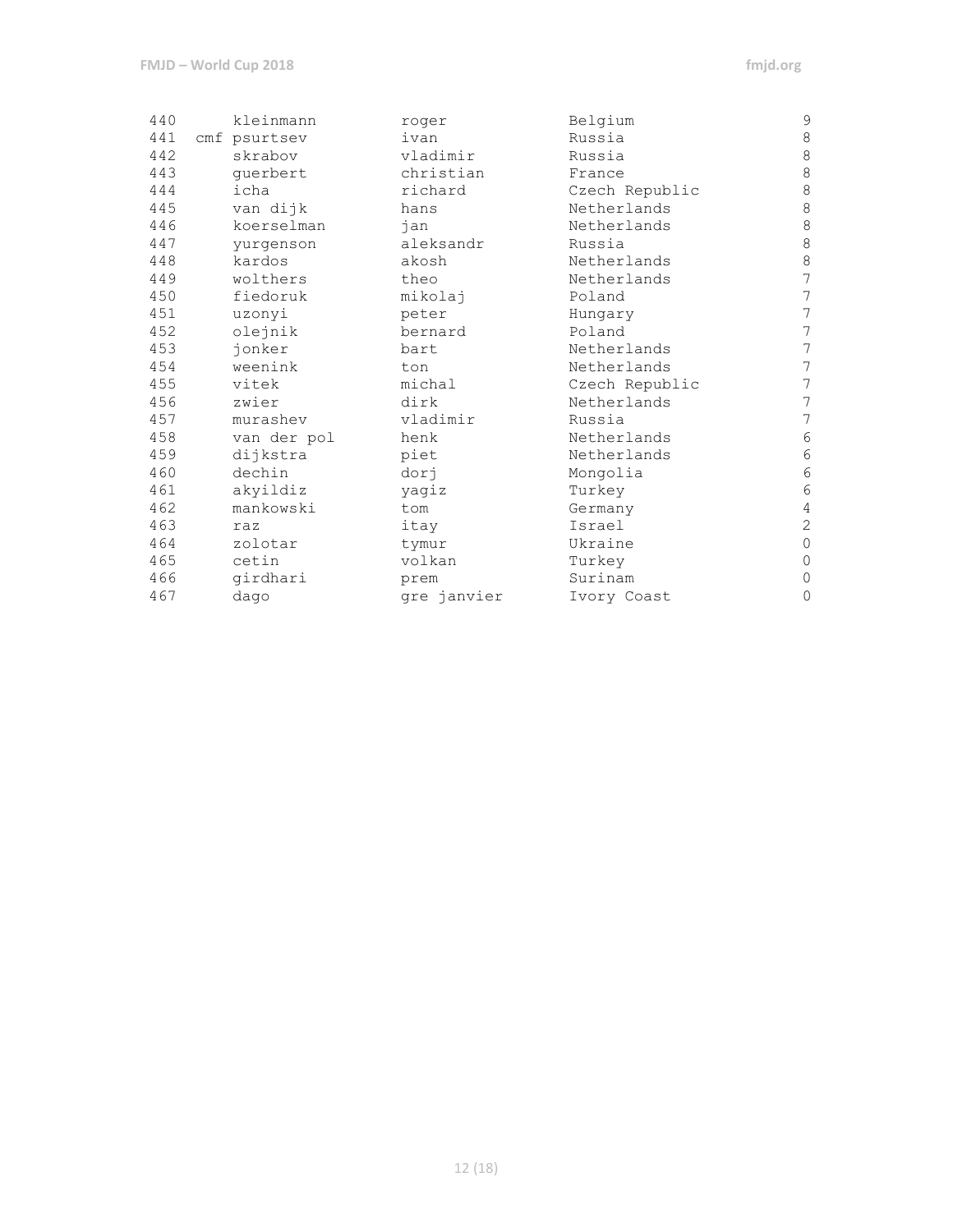| | | | | | |
|---|---|---|---|---|---|
| 440 | | kleinmann | roger | Belgium | 9 |
| 441 | cmf | psurtsev | ivan | Russia | 8 |
| 442 | | skrabov | vladimir | Russia | 8 |
| 443 | | guerbert | christian | France | 8 |
| 444 | | icha | richard | Czech Republic | 8 |
| 445 | | van dijk | hans | Netherlands | 8 |
| 446 | | koerselman | jan | Netherlands | 8 |
| 447 | | yurgenson | aleksandr | Russia | 8 |
| 448 | | kardos | akosh | Netherlands | 8 |
| 449 | | wolthers | theo | Netherlands | 7 |
| 450 | | fiedoruk | mikolaj | Poland | 7 |
| 451 | | uzonyi | peter | Hungary | 7 |
| 452 | | olejnik | bernard | Poland | 7 |
| 453 | | jonker | bart | Netherlands | 7 |
| 454 | | weenink | ton | Netherlands | 7 |
| 455 | | vitek | michal | Czech Republic | 7 |
| 456 | | zwier | dirk | Netherlands | 7 |
| 457 | | murashev | vladimir | Russia | 7 |
| 458 | | van der pol | henk | Netherlands | 6 |
| 459 | | dijkstra | piet | Netherlands | 6 |
| 460 | | dechin | dorj | Mongolia | 6 |
| 461 | | akyildiz | yagiz | Turkey | 6 |
| 462 | | mankowski | tom | Germany | 4 |
| 463 | | raz | itay | Israel | 2 |
| 464 | | zolotar | tymur | Ukraine | 0 |
| 465 | | cetin | volkan | Turkey | 0 |
| 466 | | girdhari | prem | Surinam | 0 |
| 467 | | dago | gre janvier | Ivory Coast | 0 |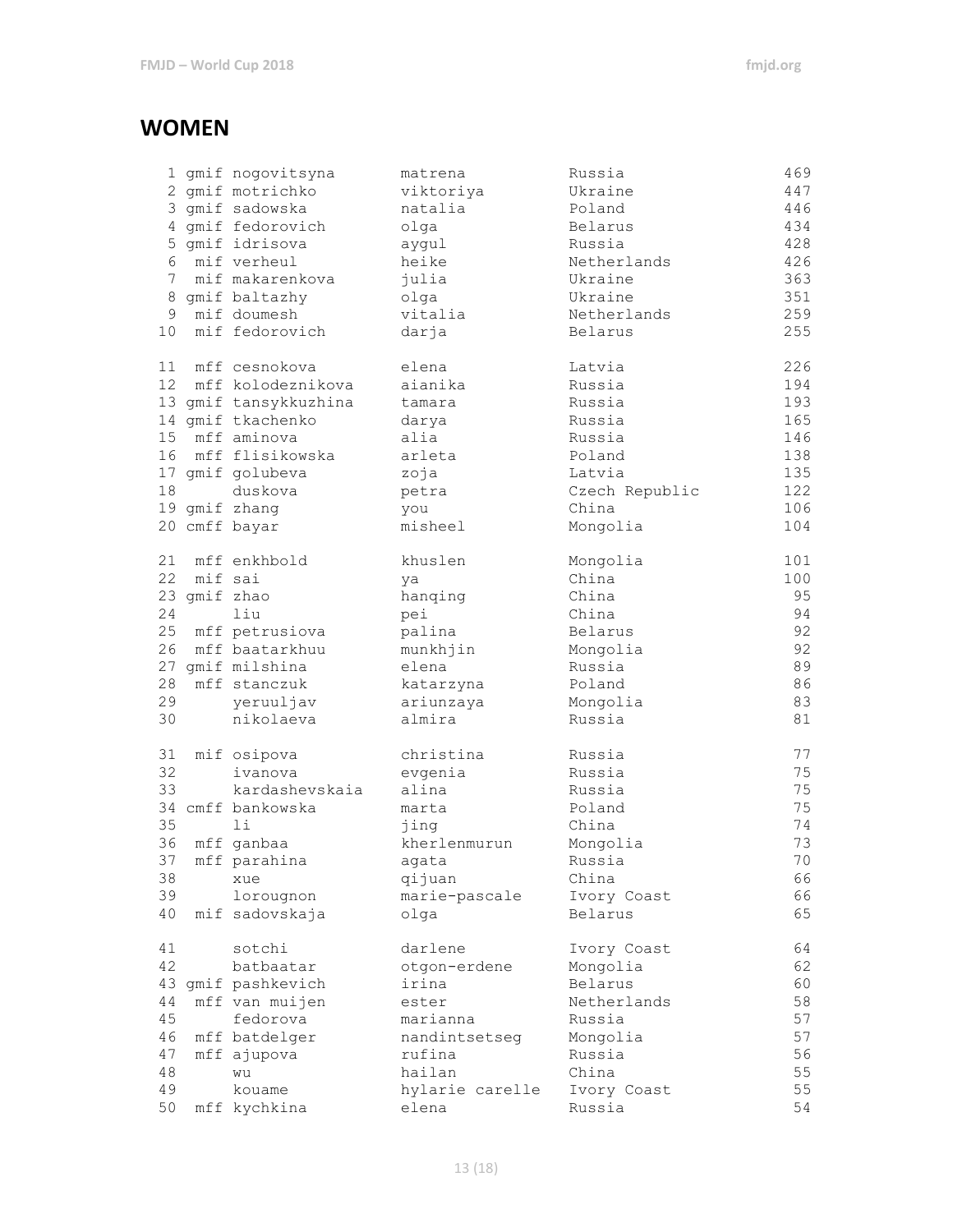## WOMEN

| # | Title | Surname | Name | Country | Points |
|---|---|---|---|---|---|
| 1 | gmif | nogovitsyna | matrena | Russia | 469 |
| 2 | gmif | motrichko | viktoriya | Ukraine | 447 |
| 3 | gmif | sadowska | natalia | Poland | 446 |
| 4 | gmif | fedorovich | olga | Belarus | 434 |
| 5 | gmif | idrisova | aygul | Russia | 428 |
| 6 | mif | verheul | heike | Netherlands | 426 |
| 7 | mif | makarenkova | julia | Ukraine | 363 |
| 8 | gmif | baltazhy | olga | Ukraine | 351 |
| 9 | mif | doumesh | vitalia | Netherlands | 259 |
| 10 | mif | fedorovich | darja | Belarus | 255 |
| 11 | mff | cesnokova | elena | Latvia | 226 |
| 12 | mff | kolodeznikova | aianika | Russia | 194 |
| 13 | gmif | tansykkuzhina | tamara | Russia | 193 |
| 14 | gmif | tkachenko | darya | Russia | 165 |
| 15 | mff | aminova | alia | Russia | 146 |
| 16 | mff | flisikowska | arleta | Poland | 138 |
| 17 | gmif | golubeva | zoja | Latvia | 135 |
| 18 | | duskova | petra | Czech Republic | 122 |
| 19 | gmif | zhang | you | China | 106 |
| 20 | cmff | bayar | misheel | Mongolia | 104 |
| 21 | mff | enkhbold | khuslen | Mongolia | 101 |
| 22 | mif | sai | ya | China | 100 |
| 23 | gmif | zhao | hanqing | China | 95 |
| 24 | | liu | pei | China | 94 |
| 25 | mff | petrusiova | palina | Belarus | 92 |
| 26 | mff | baatarkhuu | munkhjin | Mongolia | 92 |
| 27 | gmif | milshina | elena | Russia | 89 |
| 28 | mff | stanczuk | katarzyna | Poland | 86 |
| 29 | | yeruuljav | ariunzaya | Mongolia | 83 |
| 30 | | nikolaeva | almira | Russia | 81 |
| 31 | mif | osipova | christina | Russia | 77 |
| 32 | | ivanova | evgenia | Russia | 75 |
| 33 | | kardashevskaia | alina | Russia | 75 |
| 34 | cmff | bankowska | marta | Poland | 75 |
| 35 | | li | jing | China | 74 |
| 36 | mff | ganbaa | kherlenmurun | Mongolia | 73 |
| 37 | mff | parahina | agata | Russia | 70 |
| 38 | | xue | qijuan | China | 66 |
| 39 | | lorougnon | marie-pascale | Ivory Coast | 66 |
| 40 | mif | sadovskaja | olga | Belarus | 65 |
| 41 | | sotchi | darlene | Ivory Coast | 64 |
| 42 | | batbaatar | otgon-erdene | Mongolia | 62 |
| 43 | gmif | pashkevich | irina | Belarus | 60 |
| 44 | mff | van muijen | ester | Netherlands | 58 |
| 45 | | fedorova | marianna | Russia | 57 |
| 46 | mff | batdelger | nandintsetseg | Mongolia | 57 |
| 47 | mff | ajupova | rufina | Russia | 56 |
| 48 | | wu | hailan | China | 55 |
| 49 | | kouame | hylarie carelle | Ivory Coast | 55 |
| 50 | mff | kychkina | elena | Russia | 54 |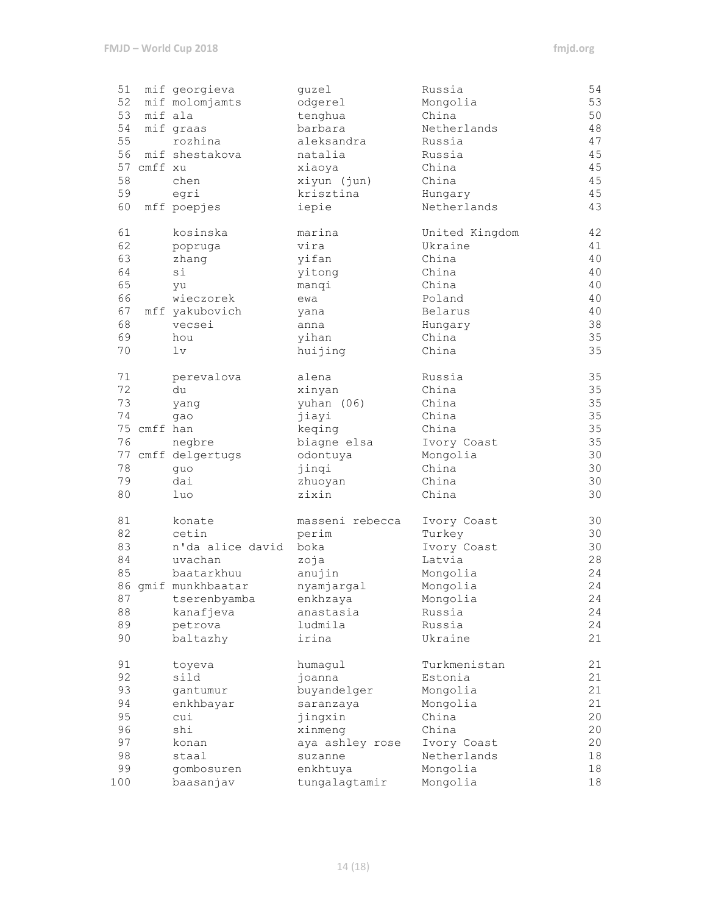| | | | | | |
|---|---|---|---|---|---|
| 51 | mif | georgieva | guzel | Russia | 54 |
| 52 | mif | molomjamts | odgerel | Mongolia | 53 |
| 53 | mif | ala | tenghua | China | 50 |
| 54 | mif | graas | barbara | Netherlands | 48 |
| 55 | | rozhina | aleksandra | Russia | 47 |
| 56 | mif | shestakova | natalia | Russia | 45 |
| 57 | cmff | xu | xiaoya | China | 45 |
| 58 | | chen | xiyun (jun) | China | 45 |
| 59 | | egri | krisztina | Hungary | 45 |
| 60 | mff | poepjes | iepie | Netherlands | 43 |
| 61 | | kosinska | marina | United Kingdom | 42 |
| 62 | | popruga | vira | Ukraine | 41 |
| 63 | | zhang | yifan | China | 40 |
| 64 | | si | yitong | China | 40 |
| 65 | | yu | manqi | China | 40 |
| 66 | | wieczorek | ewa | Poland | 40 |
| 67 | mff | yakubovich | yana | Belarus | 40 |
| 68 | | vecsei | anna | Hungary | 38 |
| 69 | | hou | yihan | China | 35 |
| 70 | | lv | huijing | China | 35 |
| 71 | | perevalova | alena | Russia | 35 |
| 72 | | du | xinyan | China | 35 |
| 73 | | yang | yuhan (06) | China | 35 |
| 74 | | gao | jiayi | China | 35 |
| 75 | cmff | han | keqing | China | 35 |
| 76 | | negbre | biagne elsa | Ivory Coast | 35 |
| 77 | cmff | delgertugs | odontuya | Mongolia | 30 |
| 78 | | guo | jinqi | China | 30 |
| 79 | | dai | zhuoyan | China | 30 |
| 80 | | luo | zixin | China | 30 |
| 81 | | konate | masseni rebecca | Ivory Coast | 30 |
| 82 | | cetin | perim | Turkey | 30 |
| 83 | | n'da alice david | boka | Ivory Coast | 30 |
| 84 | | uvachan | zoja | Latvia | 28 |
| 85 | | baatarkhuu | anujin | Mongolia | 24 |
| 86 | gmif | munkhbaatar | nyamjargal | Mongolia | 24 |
| 87 | | tserenbyamba | enkhzaya | Mongolia | 24 |
| 88 | | kanafjeva | anastasia | Russia | 24 |
| 89 | | petrova | ludmila | Russia | 24 |
| 90 | | baltazhy | irina | Ukraine | 21 |
| 91 | | toyeva | humagul | Turkmenistan | 21 |
| 92 | | sild | joanna | Estonia | 21 |
| 93 | | gantumur | buyandelger | Mongolia | 21 |
| 94 | | enkhbayar | saranzaya | Mongolia | 21 |
| 95 | | cui | jingxin | China | 20 |
| 96 | | shi | xinmeng | China | 20 |
| 97 | | konan | aya ashley rose | Ivory Coast | 20 |
| 98 | | staal | suzanne | Netherlands | 18 |
| 99 | | gombosuren | enkhtuya | Mongolia | 18 |
| 100 | | baasanjav | tungalagtamir | Mongolia | 18 |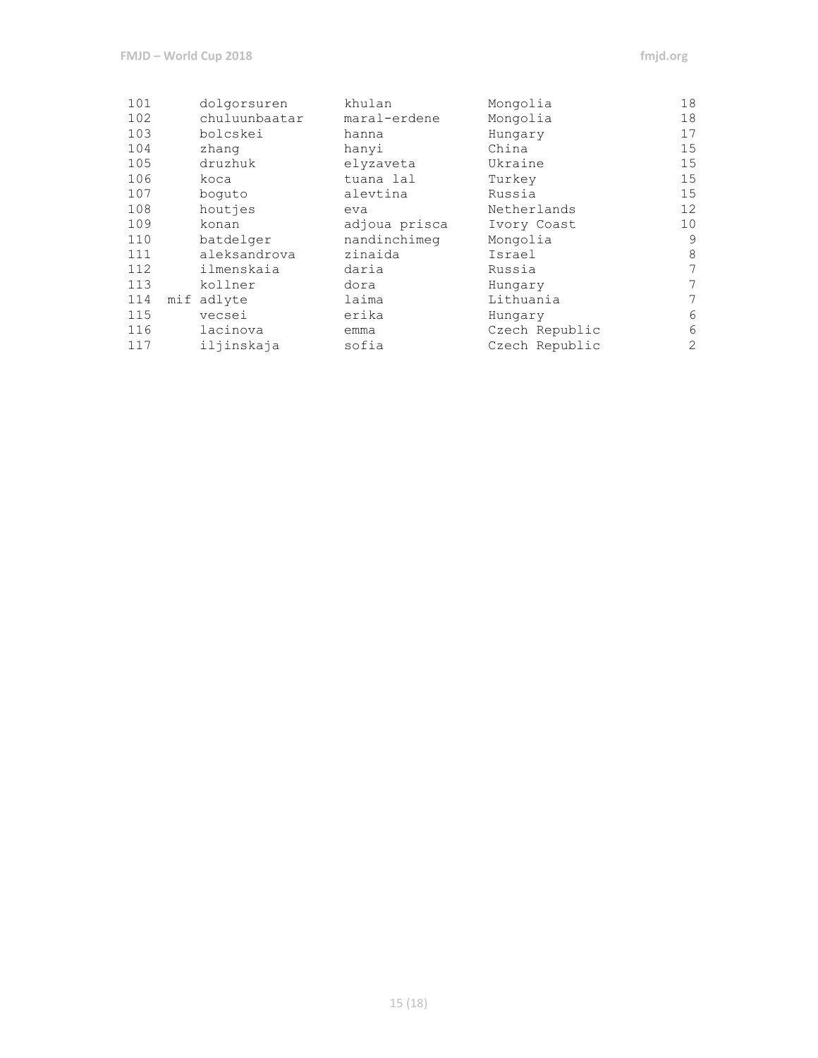| | | | | |
|---|---|---|---|---|
| 101 | dolgorsuren | khulan | Mongolia | 18 |
| 102 | chuluunbaatar | maral-erdene | Mongolia | 18 |
| 103 | bolcskei | hanna | Hungary | 17 |
| 104 | zhang | hanyi | China | 15 |
| 105 | druzhuk | elyzaveta | Ukraine | 15 |
| 106 | koca | tuana lal | Turkey | 15 |
| 107 | boguto | alevtina | Russia | 15 |
| 108 | houtjes | eva | Netherlands | 12 |
| 109 | konan | adjoua prisca | Ivory Coast | 10 |
| 110 | batdelger | nandinchimeg | Mongolia | 9 |
| 111 | aleksandrova | zinaida | Israel | 8 |
| 112 | ilmenskaia | daria | Russia | 7 |
| 113 | kollner | dora | Hungary | 7 |
| 114 | mif adlyte | laima | Lithuania | 7 |
| 115 | vecsei | erika | Hungary | 6 |
| 116 | lacinova | emma | Czech Republic | 6 |
| 117 | iljinskaja | sofia | Czech Republic | 2 |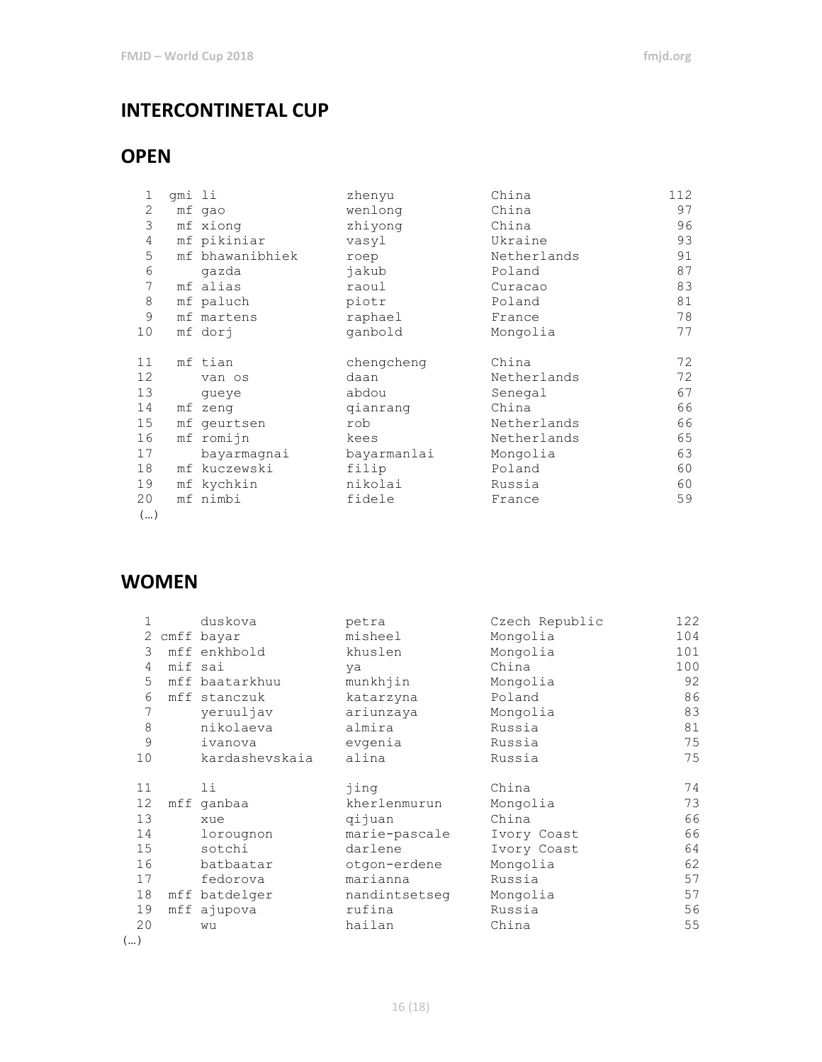## INTERCONTINETAL CUP

## OPEN

| | | | | | |
|---|---|---|---|---|---|
| 1 | gmi | li | zhenyu | China | 112 |
| 2 | mf | gao | wenlong | China | 97 |
| 3 | mf | xiong | zhiyong | China | 96 |
| 4 | mf | pikiniar | vasyl | Ukraine | 93 |
| 5 | mf | bhawanibhiek | roep | Netherlands | 91 |
| 6 | | gazda | jakub | Poland | 87 |
| 7 | mf | alias | raoul | Curacao | 83 |
| 8 | mf | paluch | piotr | Poland | 81 |
| 9 | mf | martens | raphael | France | 78 |
| 10 | mf | dorj | ganbold | Mongolia | 77 |
| 11 | mf | tian | chengcheng | China | 72 |
| 12 | | van os | daan | Netherlands | 72 |
| 13 | | gueye | abdou | Senegal | 67 |
| 14 | mf | zeng | qianrang | China | 66 |
| 15 | mf | geurtsen | rob | Netherlands | 66 |
| 16 | mf | romijn | kees | Netherlands | 65 |
| 17 | | bayarmagnai | bayarmanlai | Mongolia | 63 |
| 18 | mf | kuczewski | filip | Poland | 60 |
| 19 | mf | kychkin | nikolai | Russia | 60 |
| 20 | mf | nimbi | fidele | France | 59 |

(…)

## WOMEN

| | | | | | |
|---|---|---|---|---|---|
| 1 | | duskova | petra | Czech Republic | 122 |
| 2 | cmff | bayar | misheel | Mongolia | 104 |
| 3 | mff | enkhbold | khuslen | Mongolia | 101 |
| 4 | mif | sai | ya | China | 100 |
| 5 | mff | baatarkhuu | munkhjin | Mongolia | 92 |
| 6 | mff | stanczuk | katarzyna | Poland | 86 |
| 7 | | yeruuljav | ariunzaya | Mongolia | 83 |
| 8 | | nikolaeva | almira | Russia | 81 |
| 9 | | ivanova | evgenia | Russia | 75 |
| 10 | | kardashevskaia | alina | Russia | 75 |
| 11 | | li | jing | China | 74 |
| 12 | mff | ganbaa | kherlenmurun | Mongolia | 73 |
| 13 | | xue | qijuan | China | 66 |
| 14 | | lorougnon | marie-pascale | Ivory Coast | 66 |
| 15 | | sotchi | darlene | Ivory Coast | 64 |
| 16 | | batbaatar | otgon-erdene | Mongolia | 62 |
| 17 | | fedorova | marianna | Russia | 57 |
| 18 | mff | batdelger | nandintsetseg | Mongolia | 57 |
| 19 | mff | ajupova | rufina | Russia | 56 |
| 20 | | wu | hailan | China | 55 |

(…)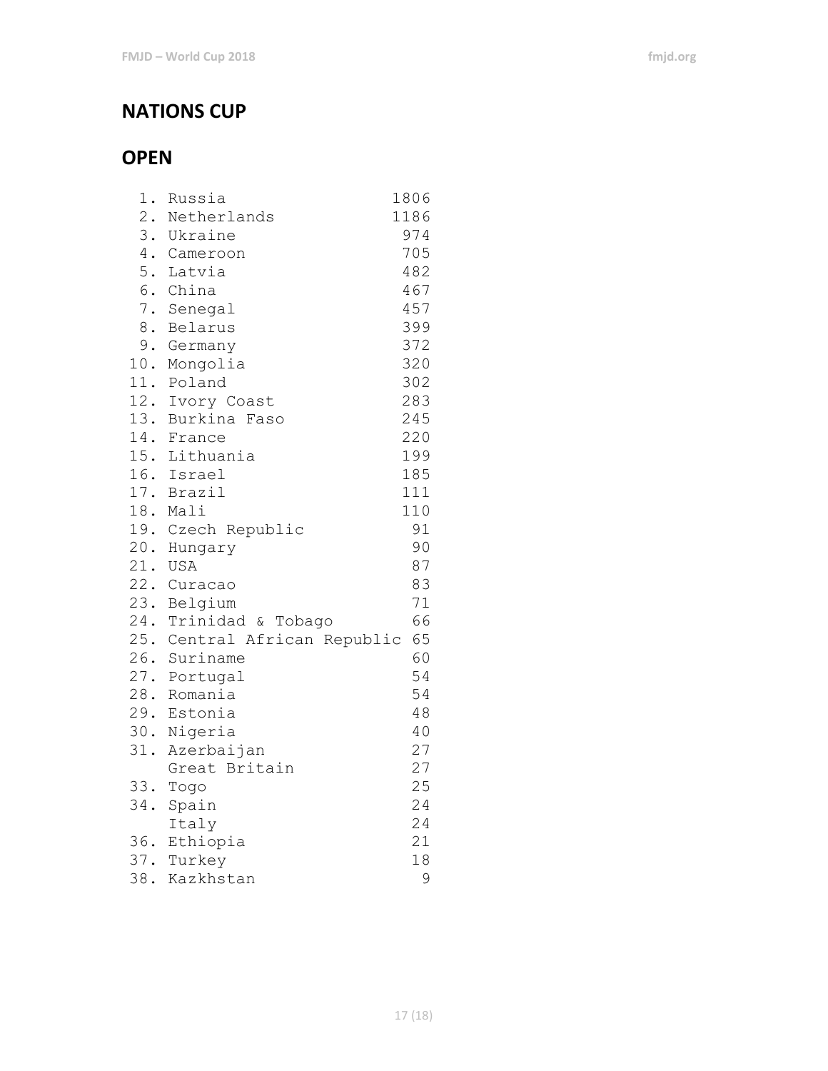## NATIONS CUP

## OPEN

| Rank | Country | Points |
|---|---|---|
| 1. | Russia | 1806 |
| 2. | Netherlands | 1186 |
| 3. | Ukraine | 974 |
| 4. | Cameroon | 705 |
| 5. | Latvia | 482 |
| 6. | China | 467 |
| 7. | Senegal | 457 |
| 8. | Belarus | 399 |
| 9. | Germany | 372 |
| 10. | Mongolia | 320 |
| 11. | Poland | 302 |
| 12. | Ivory Coast | 283 |
| 13. | Burkina Faso | 245 |
| 14. | France | 220 |
| 15. | Lithuania | 199 |
| 16. | Israel | 185 |
| 17. | Brazil | 111 |
| 18. | Mali | 110 |
| 19. | Czech Republic | 91 |
| 20. | Hungary | 90 |
| 21. | USA | 87 |
| 22. | Curacao | 83 |
| 23. | Belgium | 71 |
| 24. | Trinidad & Tobago | 66 |
| 25. | Central African Republic | 65 |
| 26. | Suriname | 60 |
| 27. | Portugal | 54 |
| 28. | Romania | 54 |
| 29. | Estonia | 48 |
| 30. | Nigeria | 40 |
| 31. | Azerbaijan | 27 |
| | Great Britain | 27 |
| 33. | Togo | 25 |
| 34. | Spain | 24 |
| | Italy | 24 |
| 36. | Ethiopia | 21 |
| 37. | Turkey | 18 |
| 38. | Kazkhstan | 9 |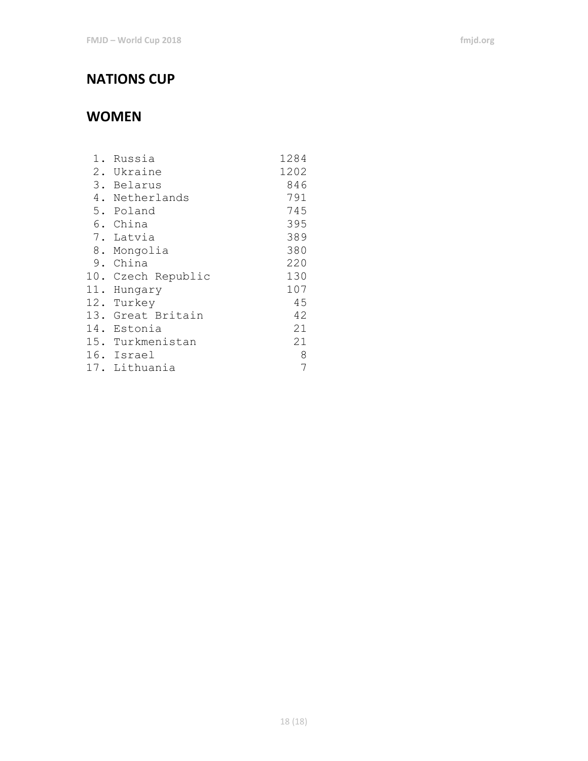## NATIONS CUP

## WOMEN

| | | |
|---|---|---|
| 1. | Russia | 1284 |
| 2. | Ukraine | 1202 |
| 3. | Belarus | 846 |
| 4. | Netherlands | 791 |
| 5. | Poland | 745 |
| 6. | China | 395 |
| 7. | Latvia | 389 |
| 8. | Mongolia | 380 |
| 9. | China | 220 |
| 10. | Czech Republic | 130 |
| 11. | Hungary | 107 |
| 12. | Turkey | 45 |
| 13. | Great Britain | 42 |
| 14. | Estonia | 21 |
| 15. | Turkmenistan | 21 |
| 16. | Israel | 8 |
| 17. | Lithuania | 7 |